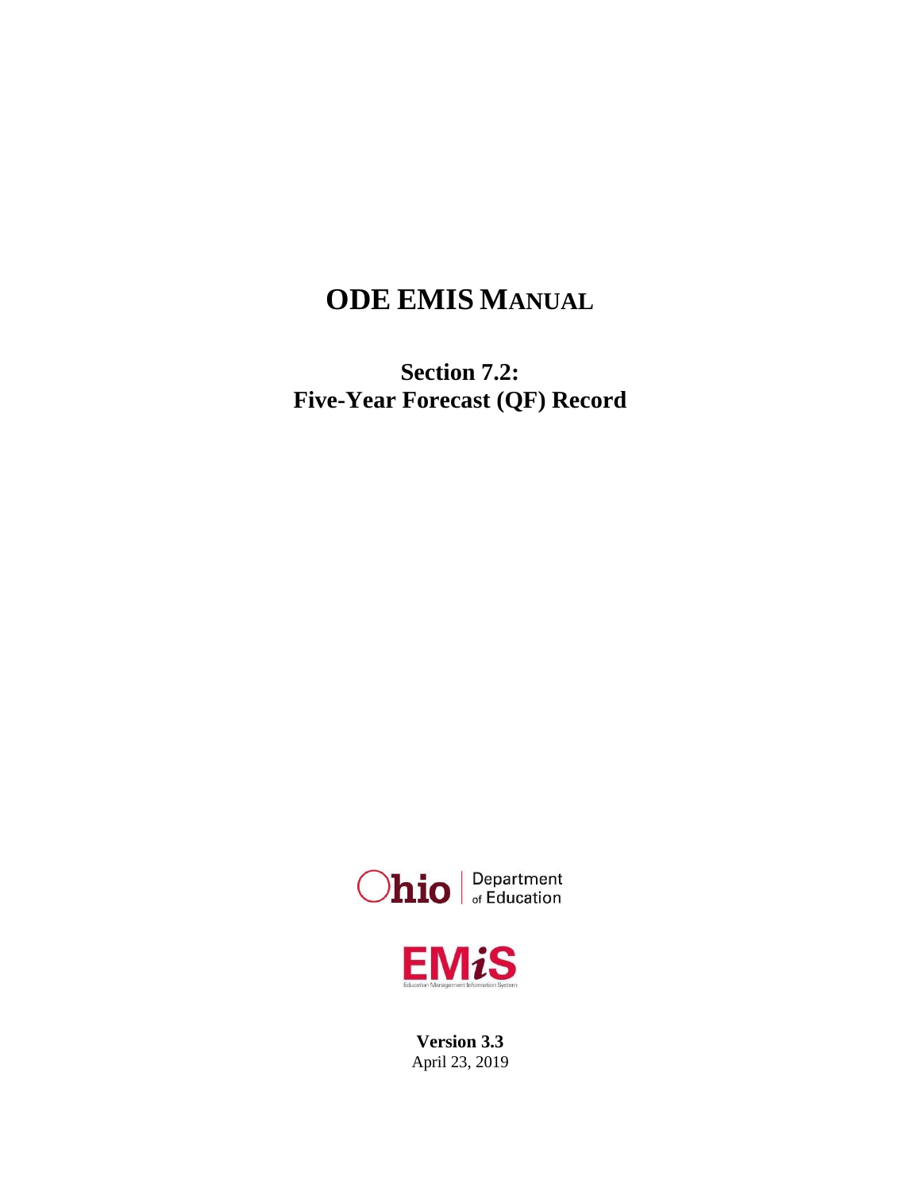# ODE EMIS MANUAL

## Section 7.2:
## Five-Year Forecast (QF) Record

Ohio | Department of Education

EMIS
Education Management Information System

**Version 3.3**
April 23, 2019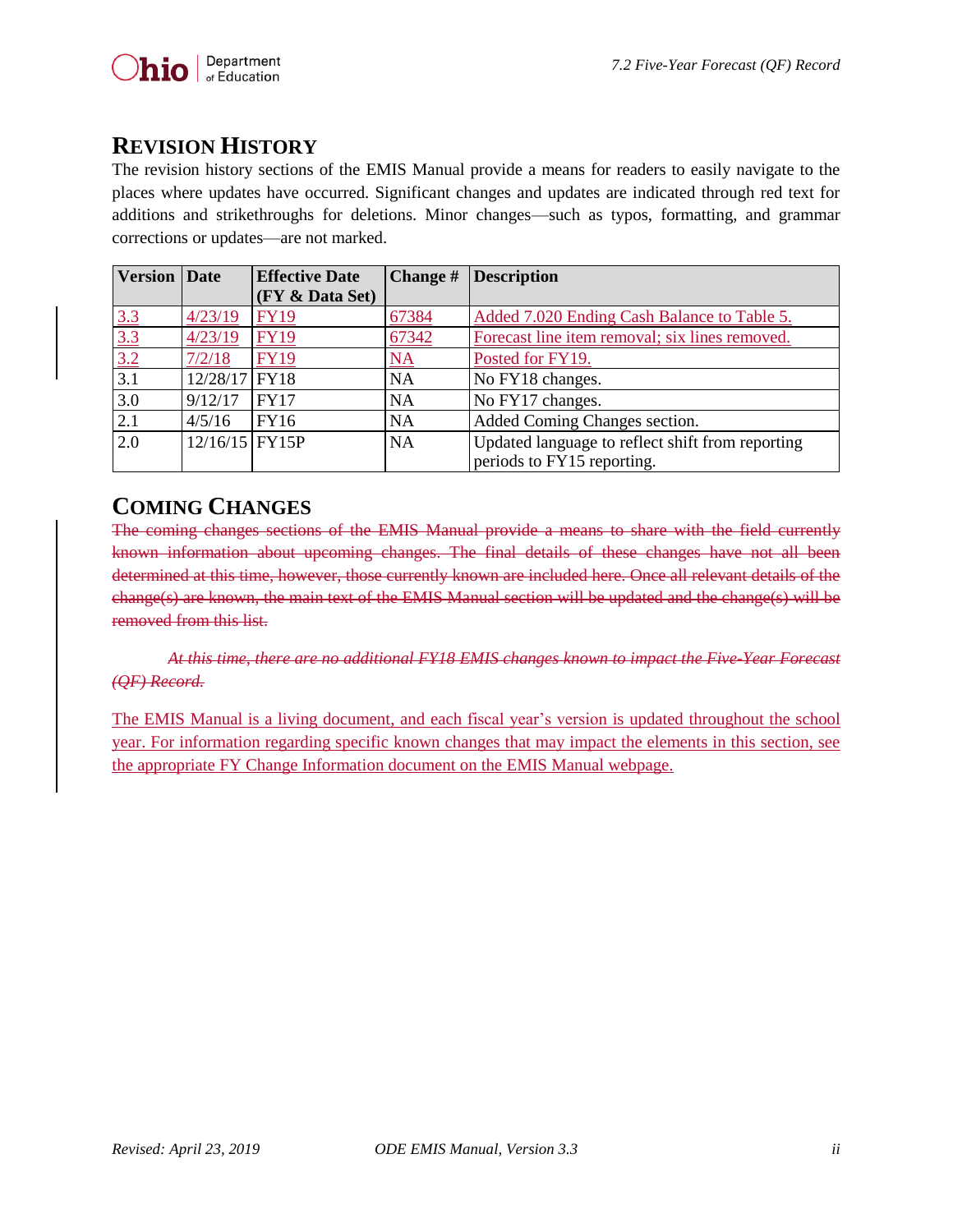## REVISION HISTORY

The revision history sections of the EMIS Manual provide a means for readers to easily navigate to the places where updates have occurred. Significant changes and updates are indicated through red text for additions and strikethroughs for deletions. Minor changes—such as typos, formatting, and grammar corrections or updates—are not marked.

| Version | Date | Effective Date (FY & Data Set) | Change # | Description |
|---|---|---|---|---|
| 3.3 | 4/23/19 | FY19 | 67384 | Added 7.020 Ending Cash Balance to Table 5. |
| 3.3 | 4/23/19 | FY19 | 67342 | Forecast line item removal; six lines removed. |
| 3.2 | 7/2/18 | FY19 | NA | Posted for FY19. |
| 3.1 | 12/28/17 | FY18 | NA | No FY18 changes. |
| 3.0 | 9/12/17 | FY17 | NA | No FY17 changes. |
| 2.1 | 4/5/16 | FY16 | NA | Added Coming Changes section. |
| 2.0 | 12/16/15 | FY15P | NA | Updated language to reflect shift from reporting periods to FY15 reporting. |

## COMING CHANGES

~~The coming changes sections of the EMIS Manual provide a means to share with the field currently known information about upcoming changes. The final details of these changes have not all been determined at this time, however, those currently known are included here. Once all relevant details of the change(s) are known, the main text of the EMIS Manual section will be updated and the change(s) will be removed from this list.~~

~~*At this time, there are no additional FY18 EMIS changes known to impact the Five-Year Forecast (QF) Record.*~~

The EMIS Manual is a living document, and each fiscal year's version is updated throughout the school year. For information regarding specific known changes that may impact the elements in this section, see the appropriate FY Change Information document on the EMIS Manual webpage.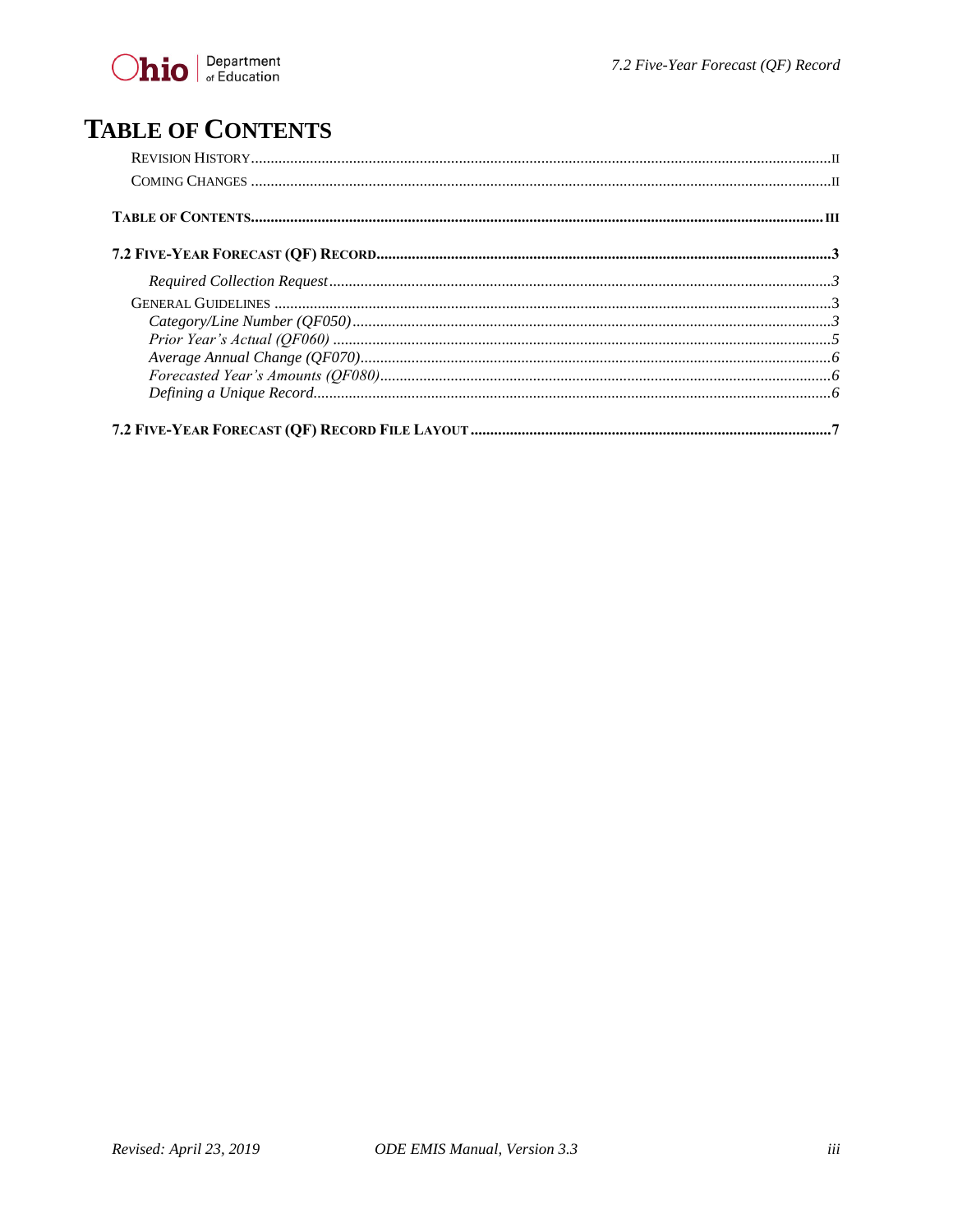# TABLE OF CONTENTS

- REVISION HISTORY ..... II
- COMING CHANGES ..... II

**TABLE OF CONTENTS ..... III**

**7.2 FIVE-YEAR FORECAST (QF) RECORD ..... 3**

- *Required Collection Request ..... 3*
- GENERAL GUIDELINES ..... 3
  - *Category/Line Number (QF050) ..... 3*
  - *Prior Year's Actual (QF060) ..... 5*
  - *Average Annual Change (QF070) ..... 6*
  - *Forecasted Year's Amounts (QF080) ..... 6*
  - *Defining a Unique Record ..... 6*

**7.2 FIVE-YEAR FORECAST (QF) RECORD FILE LAYOUT ..... 7**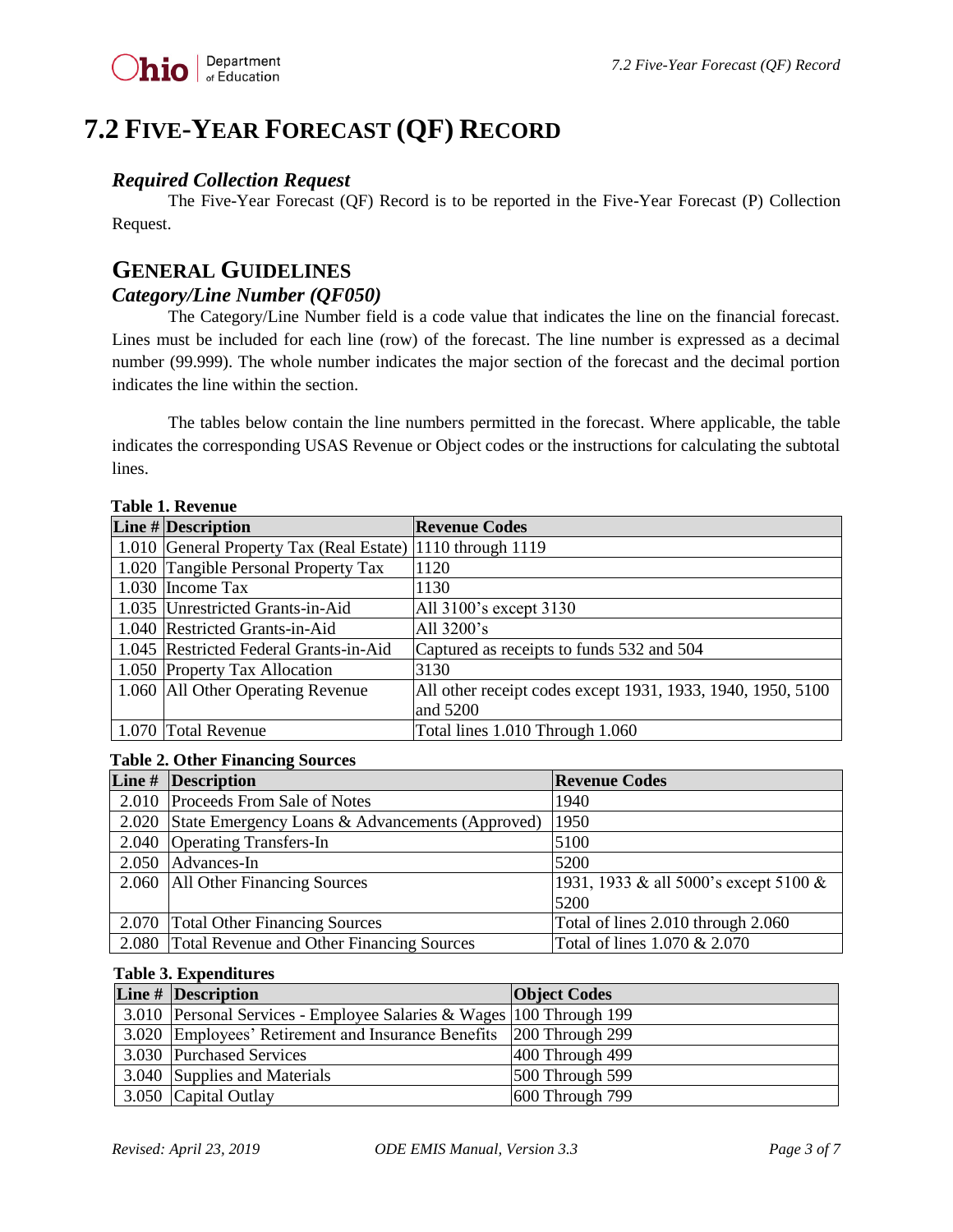# 7.2 Five-Year Forecast (QF) Record

### *Required Collection Request*

The Five-Year Forecast (QF) Record is to be reported in the Five-Year Forecast (P) Collection Request.

## General Guidelines

### *Category/Line Number (QF050)*

The Category/Line Number field is a code value that indicates the line on the financial forecast. Lines must be included for each line (row) of the forecast. The line number is expressed as a decimal number (99.999). The whole number indicates the major section of the forecast and the decimal portion indicates the line within the section.

The tables below contain the line numbers permitted in the forecast. Where applicable, the table indicates the corresponding USAS Revenue or Object codes or the instructions for calculating the subtotal lines.

**Table 1. Revenue**

| Line # | Description | Revenue Codes |
|---|---|---|
| 1.010 | General Property Tax (Real Estate) | 1110 through 1119 |
| 1.020 | Tangible Personal Property Tax | 1120 |
| 1.030 | Income Tax | 1130 |
| 1.035 | Unrestricted Grants-in-Aid | All 3100's except 3130 |
| 1.040 | Restricted Grants-in-Aid | All 3200's |
| 1.045 | Restricted Federal Grants-in-Aid | Captured as receipts to funds 532 and 504 |
| 1.050 | Property Tax Allocation | 3130 |
| 1.060 | All Other Operating Revenue | All other receipt codes except 1931, 1933, 1940, 1950, 5100 and 5200 |
| 1.070 | Total Revenue | Total lines 1.010 Through 1.060 |

**Table 2. Other Financing Sources**

| Line # | Description | Revenue Codes |
|---|---|---|
| 2.010 | Proceeds From Sale of Notes | 1940 |
| 2.020 | State Emergency Loans & Advancements (Approved) | 1950 |
| 2.040 | Operating Transfers-In | 5100 |
| 2.050 | Advances-In | 5200 |
| 2.060 | All Other Financing Sources | 1931, 1933 & all 5000's except 5100 & 5200 |
| 2.070 | Total Other Financing Sources | Total of lines 2.010 through 2.060 |
| 2.080 | Total Revenue and Other Financing Sources | Total of lines 1.070 & 2.070 |

**Table 3. Expenditures**

| Line # | Description | Object Codes |
|---|---|---|
| 3.010 | Personal Services - Employee Salaries & Wages | 100 Through 199 |
| 3.020 | Employees' Retirement and Insurance Benefits | 200 Through 299 |
| 3.030 | Purchased Services | 400 Through 499 |
| 3.040 | Supplies and Materials | 500 Through 599 |
| 3.050 | Capital Outlay | 600 Through 799 |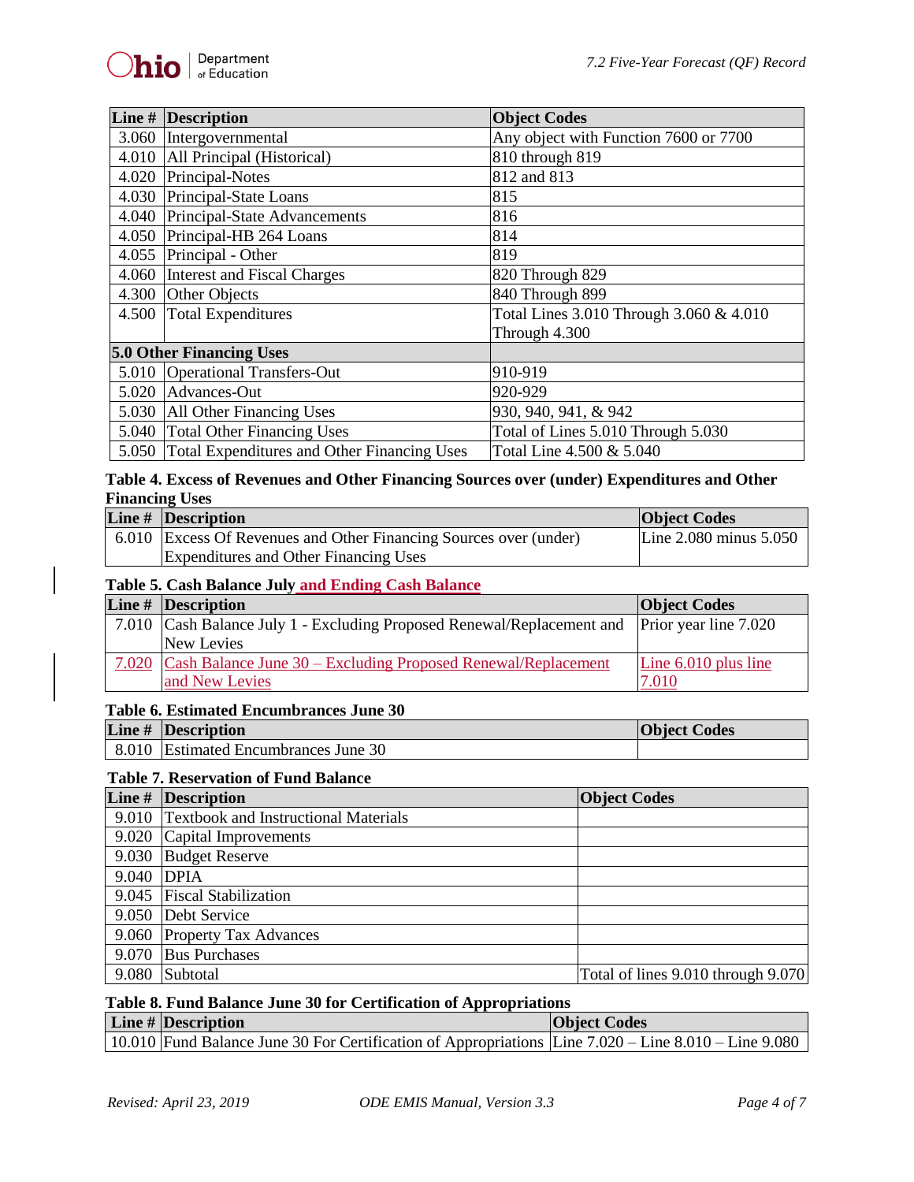| Line # | Description | Object Codes |
|---|---|---|
| 3.060 | Intergovernmental | Any object with Function 7600 or 7700 |
| 4.010 | All Principal (Historical) | 810 through 819 |
| 4.020 | Principal-Notes | 812 and 813 |
| 4.030 | Principal-State Loans | 815 |
| 4.040 | Principal-State Advancements | 816 |
| 4.050 | Principal-HB 264 Loans | 814 |
| 4.055 | Principal - Other | 819 |
| 4.060 | Interest and Fiscal Charges | 820 Through 829 |
| 4.300 | Other Objects | 840 Through 899 |
| 4.500 | Total Expenditures | Total Lines 3.010 Through 3.060 & 4.010 Through 4.300 |
| **5.0 Other Financing Uses** | | |
| 5.010 | Operational Transfers-Out | 910-919 |
| 5.020 | Advances-Out | 920-929 |
| 5.030 | All Other Financing Uses | 930, 940, 941, & 942 |
| 5.040 | Total Other Financing Uses | Total of Lines 5.010 Through 5.030 |
| 5.050 | Total Expenditures and Other Financing Uses | Total Line 4.500 & 5.040 |

**Table 4. Excess of Revenues and Other Financing Sources over (under) Expenditures and Other Financing Uses**

| Line # | Description | Object Codes |
|---|---|---|
| 6.010 | Excess Of Revenues and Other Financing Sources over (under) Expenditures and Other Financing Uses | Line 2.080 minus 5.050 |

**Table 5. Cash Balance July and Ending Cash Balance**

| Line # | Description | Object Codes |
|---|---|---|
| 7.010 | Cash Balance July 1 - Excluding Proposed Renewal/Replacement and New Levies | Prior year line 7.020 |
| 7.020 | Cash Balance June 30 – Excluding Proposed Renewal/Replacement and New Levies | Line 6.010 plus line 7.010 |

**Table 6. Estimated Encumbrances June 30**

| Line # | Description | Object Codes |
|---|---|---|
| 8.010 | Estimated Encumbrances June 30 | |

**Table 7. Reservation of Fund Balance**

| Line # | Description | Object Codes |
|---|---|---|
| 9.010 | Textbook and Instructional Materials | |
| 9.020 | Capital Improvements | |
| 9.030 | Budget Reserve | |
| 9.040 | DPIA | |
| 9.045 | Fiscal Stabilization | |
| 9.050 | Debt Service | |
| 9.060 | Property Tax Advances | |
| 9.070 | Bus Purchases | |
| 9.080 | Subtotal | Total of lines 9.010 through 9.070 |

**Table 8. Fund Balance June 30 for Certification of Appropriations**

| Line # | Description | Object Codes |
|---|---|---|
| 10.010 | Fund Balance June 30 For Certification of Appropriations | Line 7.020 – Line 8.010 – Line 9.080 |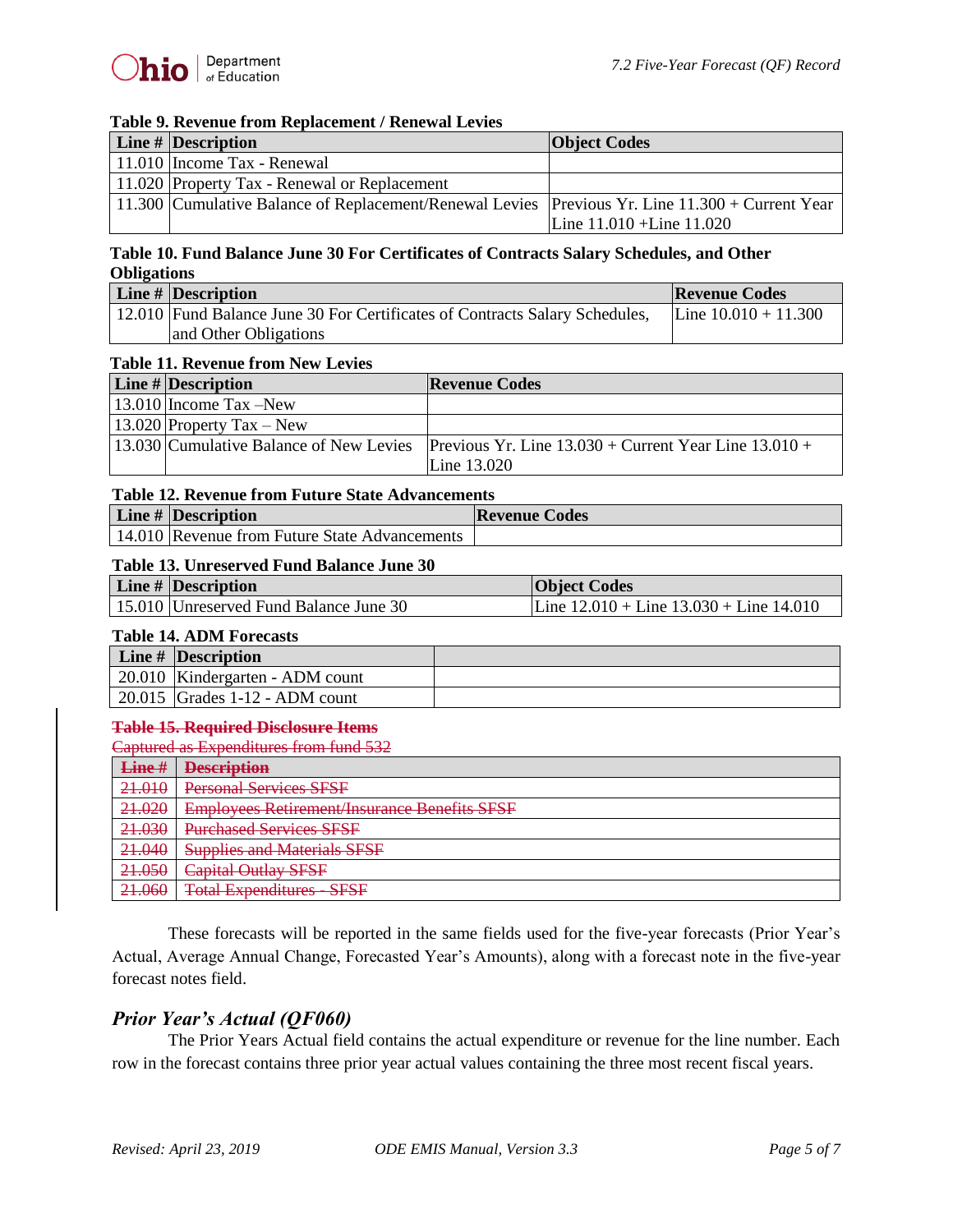**Table 9. Revenue from Replacement / Renewal Levies**

| Line # | Description | Object Codes |
|---|---|---|
| 11.010 | Income Tax - Renewal | |
| 11.020 | Property Tax - Renewal or Replacement | |
| 11.300 | Cumulative Balance of Replacement/Renewal Levies | Previous Yr. Line 11.300 + Current Year Line 11.010 +Line 11.020 |

**Table 10. Fund Balance June 30 For Certificates of Contracts Salary Schedules, and Other Obligations**

| Line # | Description | Revenue Codes |
|---|---|---|
| 12.010 | Fund Balance June 30 For Certificates of Contracts Salary Schedules, and Other Obligations | Line 10.010 + 11.300 |

**Table 11. Revenue from New Levies**

| Line # | Description | Revenue Codes |
|---|---|---|
| 13.010 | Income Tax –New | |
| 13.020 | Property Tax – New | |
| 13.030 | Cumulative Balance of New Levies | Previous Yr. Line 13.030 + Current Year Line 13.010 + Line 13.020 |

**Table 12. Revenue from Future State Advancements**

| Line # | Description | Revenue Codes |
|---|---|---|
| 14.010 | Revenue from Future State Advancements | |

**Table 13. Unreserved Fund Balance June 30**

| Line # | Description | Object Codes |
|---|---|---|
| 15.010 | Unreserved Fund Balance June 30 | Line 12.010 + Line 13.030 + Line 14.010 |

**Table 14. ADM Forecasts**

| Line # | Description | |
|---|---|---|
| 20.010 | Kindergarten - ADM count | |
| 20.015 | Grades 1-12 - ADM count | |

~~**Table 15. Required Disclosure Items**~~

~~Captured as Expenditures from fund 532~~

| ~~Line #~~ | ~~Description~~ |
|---|---|
| ~~21.010~~ | ~~Personal Services SFSF~~ |
| ~~21.020~~ | ~~Employees Retirement/Insurance Benefits SFSF~~ |
| ~~21.030~~ | ~~Purchased Services SFSF~~ |
| ~~21.040~~ | ~~Supplies and Materials SFSF~~ |
| ~~21.050~~ | ~~Capital Outlay SFSF~~ |
| ~~21.060~~ | ~~Total Expenditures - SFSF~~ |

These forecasts will be reported in the same fields used for the five-year forecasts (Prior Year's Actual, Average Annual Change, Forecasted Year's Amounts), along with a forecast note in the five-year forecast notes field.

## *Prior Year's Actual (QF060)*

The Prior Years Actual field contains the actual expenditure or revenue for the line number. Each row in the forecast contains three prior year actual values containing the three most recent fiscal years.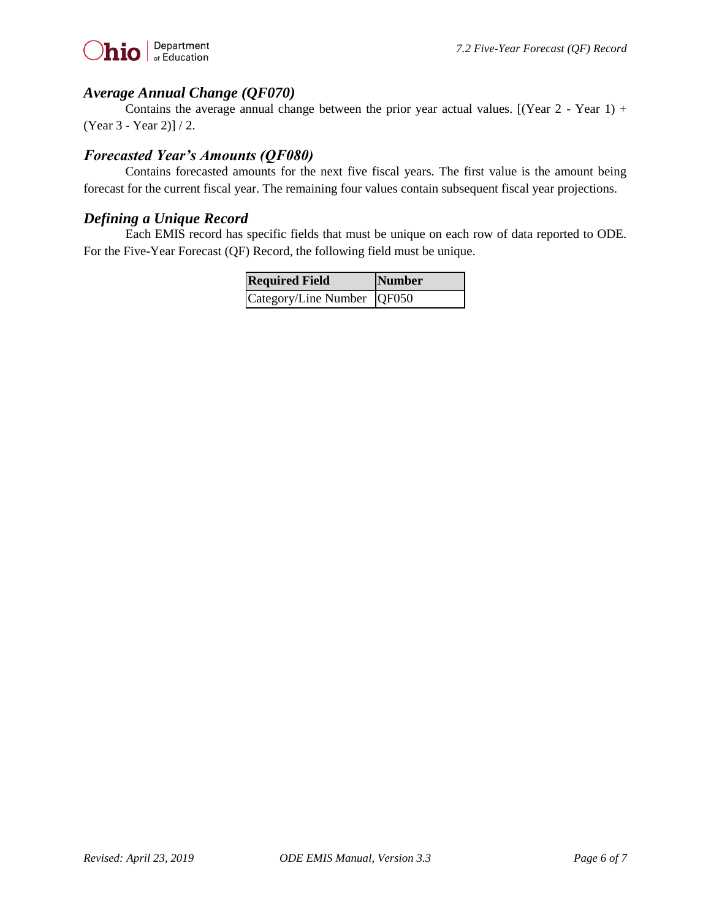### *Average Annual Change (QF070)*

Contains the average annual change between the prior year actual values. [(Year 2 - Year 1) + (Year 3 - Year 2)] / 2.

### *Forecasted Year's Amounts (QF080)*

Contains forecasted amounts for the next five fiscal years. The first value is the amount being forecast for the current fiscal year. The remaining four values contain subsequent fiscal year projections.

### *Defining a Unique Record*

Each EMIS record has specific fields that must be unique on each row of data reported to ODE. For the Five-Year Forecast (QF) Record, the following field must be unique.

| **Required Field** | **Number** |
| --- | --- |
| Category/Line Number | QF050 |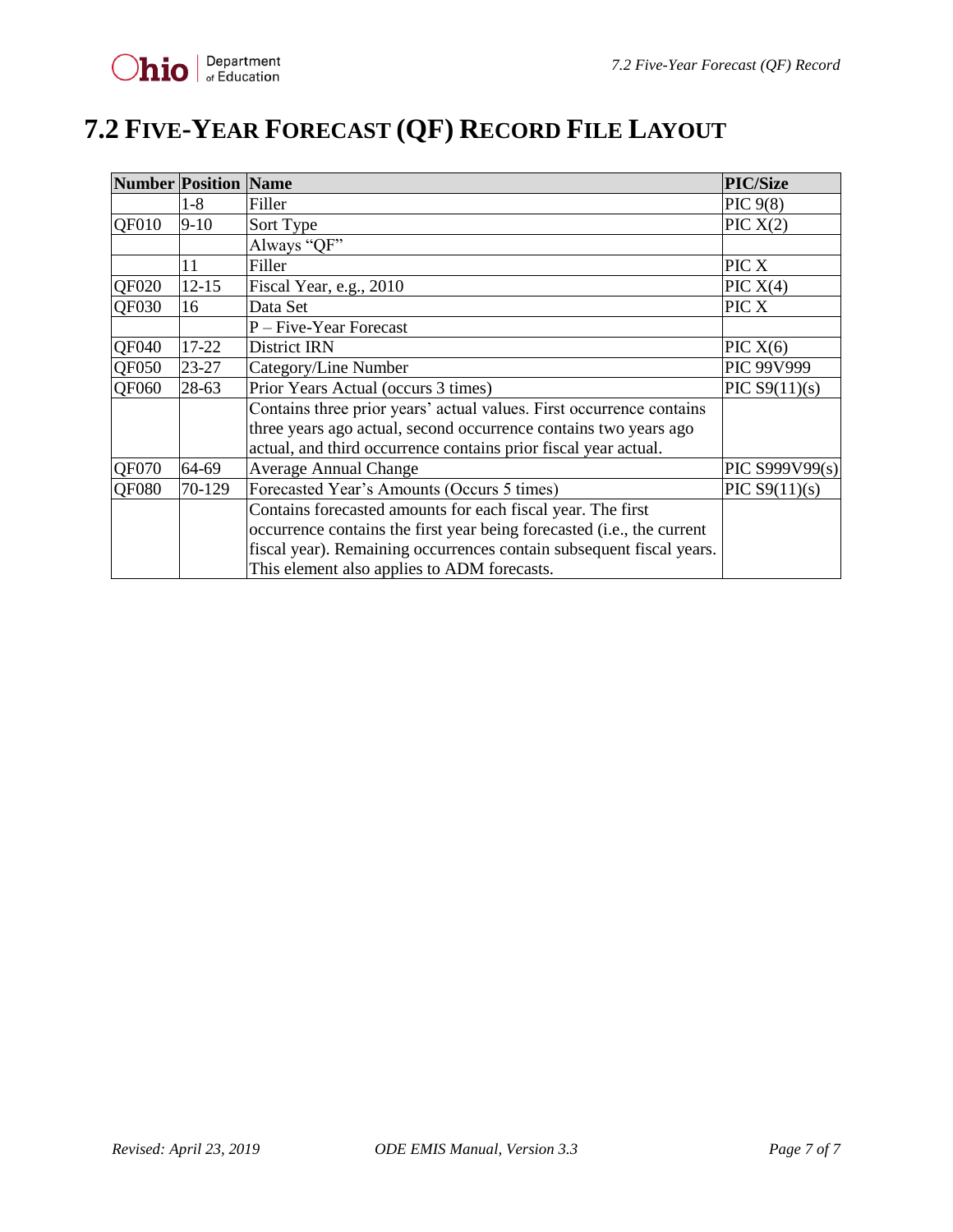# 7.2 Five-Year Forecast (QF) Record File Layout

| Number | Position | Name | PIC/Size |
|---|---|---|---|
| | 1-8 | Filler | PIC 9(8) |
| QF010 | 9-10 | Sort Type | PIC X(2) |
| | | Always "QF" | |
| | 11 | Filler | PIC X |
| QF020 | 12-15 | Fiscal Year, e.g., 2010 | PIC X(4) |
| QF030 | 16 | Data Set | PIC X |
| | | P – Five-Year Forecast | |
| QF040 | 17-22 | District IRN | PIC X(6) |
| QF050 | 23-27 | Category/Line Number | PIC 99V999 |
| QF060 | 28-63 | Prior Years Actual (occurs 3 times) | PIC S9(11)(s) |
| | | Contains three prior years' actual values. First occurrence contains three years ago actual, second occurrence contains two years ago actual, and third occurrence contains prior fiscal year actual. | |
| QF070 | 64-69 | Average Annual Change | PIC S999V99(s) |
| QF080 | 70-129 | Forecasted Year's Amounts (Occurs 5 times) | PIC S9(11)(s) |
| | | Contains forecasted amounts for each fiscal year. The first occurrence contains the first year being forecasted (i.e., the current fiscal year). Remaining occurrences contain subsequent fiscal years. This element also applies to ADM forecasts. | |